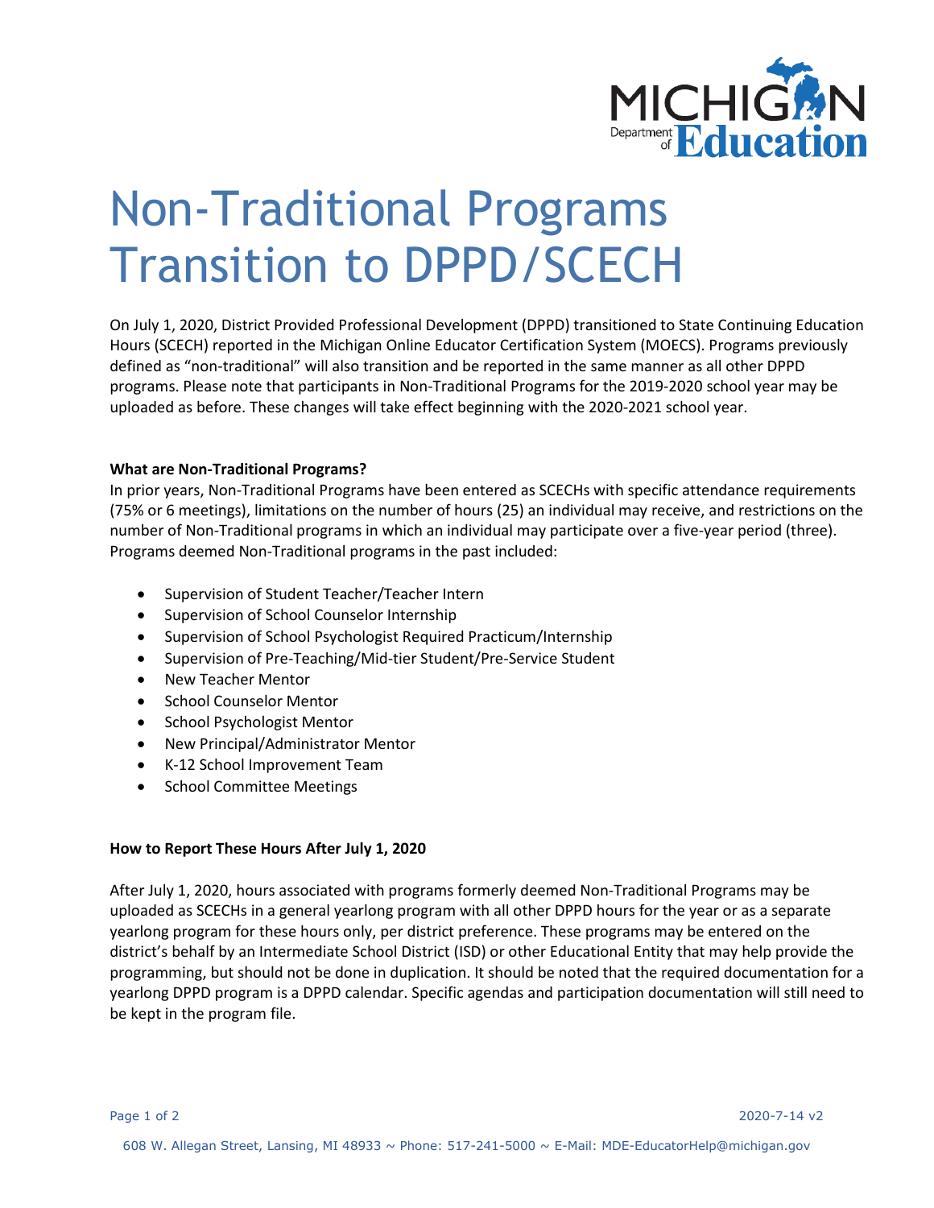# Non-Traditional Programs Transition to DPPD/SCECH

On July 1, 2020, District Provided Professional Development (DPPD) transitioned to State Continuing Education Hours (SCECH) reported in the Michigan Online Educator Certification System (MOECS). Programs previously defined as "non-traditional" will also transition and be reported in the same manner as all other DPPD programs. Please note that participants in Non-Traditional Programs for the 2019-2020 school year may be uploaded as before. These changes will take effect beginning with the 2020-2021 school year.

**What are Non-Traditional Programs?**

In prior years, Non-Traditional Programs have been entered as SCECHs with specific attendance requirements (75% or 6 meetings), limitations on the number of hours (25) an individual may receive, and restrictions on the number of Non-Traditional programs in which an individual may participate over a five-year period (three). Programs deemed Non-Traditional programs in the past included:

- Supervision of Student Teacher/Teacher Intern
- Supervision of School Counselor Internship
- Supervision of School Psychologist Required Practicum/Internship
- Supervision of Pre-Teaching/Mid-tier Student/Pre-Service Student
- New Teacher Mentor
- School Counselor Mentor
- School Psychologist Mentor
- New Principal/Administrator Mentor
- K-12 School Improvement Team
- School Committee Meetings

**How to Report These Hours After July 1, 2020**

After July 1, 2020, hours associated with programs formerly deemed Non-Traditional Programs may be uploaded as SCECHs in a general yearlong program with all other DPPD hours for the year or as a separate yearlong program for these hours only, per district preference. These programs may be entered on the district's behalf by an Intermediate School District (ISD) or other Educational Entity that may help provide the programming, but should not be done in duplication. It should be noted that the required documentation for a yearlong DPPD program is a DPPD calendar. Specific agendas and participation documentation will still need to be kept in the program file.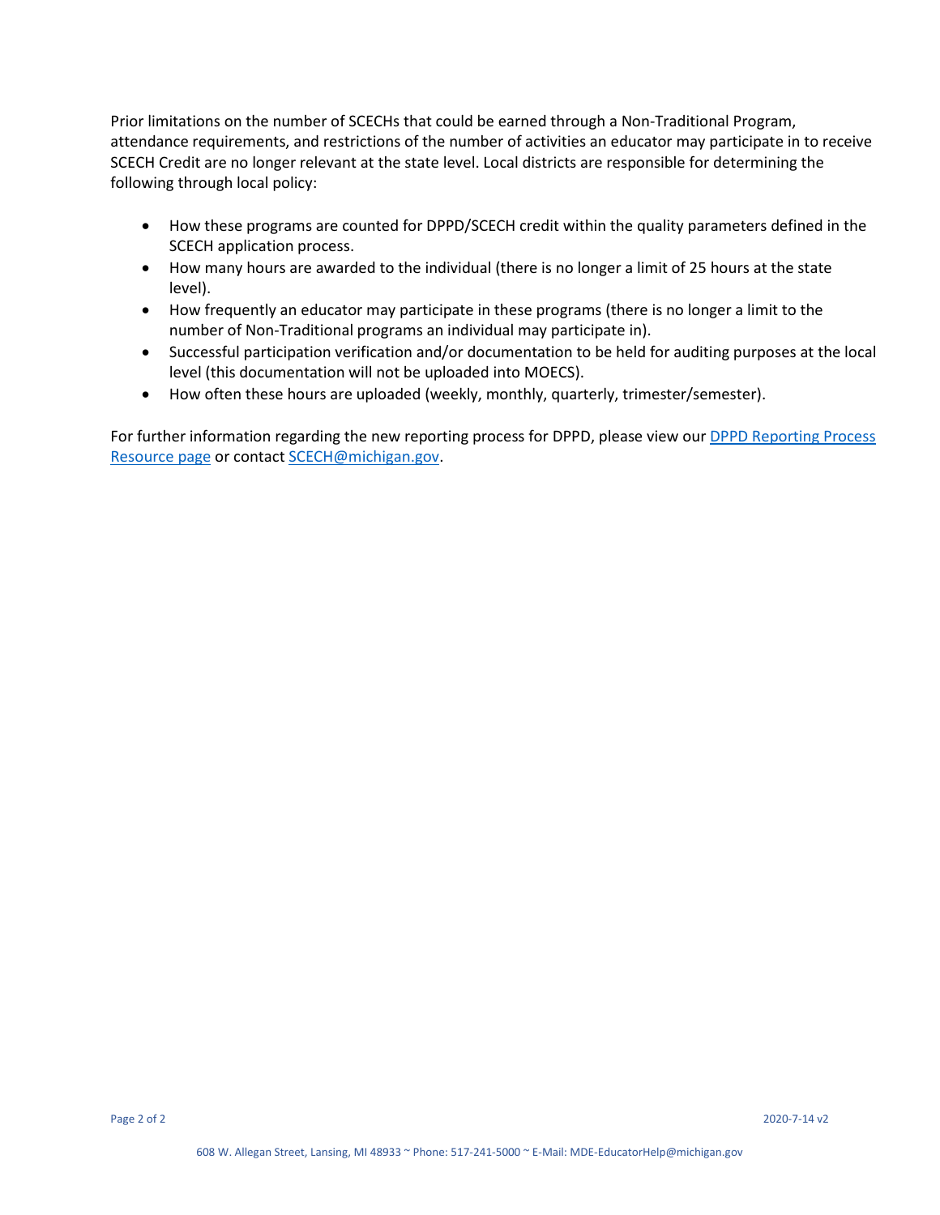Prior limitations on the number of SCECHs that could be earned through a Non-Traditional Program, attendance requirements, and restrictions of the number of activities an educator may participate in to receive SCECH Credit are no longer relevant at the state level. Local districts are responsible for determining the following through local policy:

- How these programs are counted for DPPD/SCECH credit within the quality parameters defined in the SCECH application process.
- How many hours are awarded to the individual (there is no longer a limit of 25 hours at the state level).
- How frequently an educator may participate in these programs (there is no longer a limit to the number of Non-Traditional programs an individual may participate in).
- Successful participation verification and/or documentation to be held for auditing purposes at the local level (this documentation will not be uploaded into MOECS).
- How often these hours are uploaded (weekly, monthly, quarterly, trimester/semester).

For further information regarding the new reporting process for DPPD, please view our [DPPD Reporting Process Resource page]() or contact [SCECH@michigan.gov]().